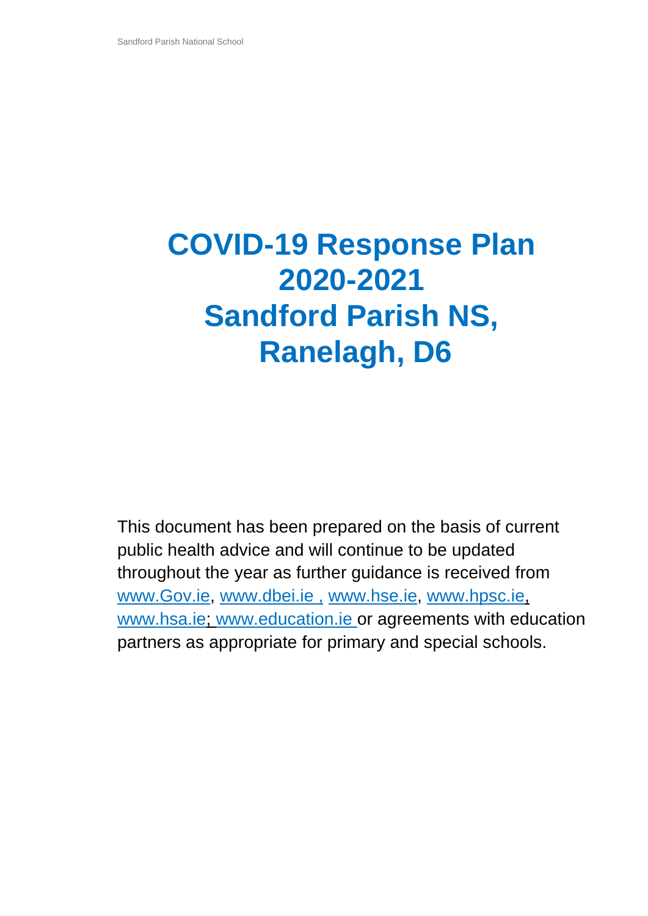# COVID-19 Response Plan 2020-2021 Sandford Parish NS, Ranelagh, D6

This document has been prepared on the basis of current public health advice and will continue to be updated throughout the year as further guidance is received from www.Gov.ie, www.dbei.ie , www.hse.ie, www.hpsc.ie, www.hsa.ie; www.education.ie or agreements with education partners as appropriate for primary and special schools.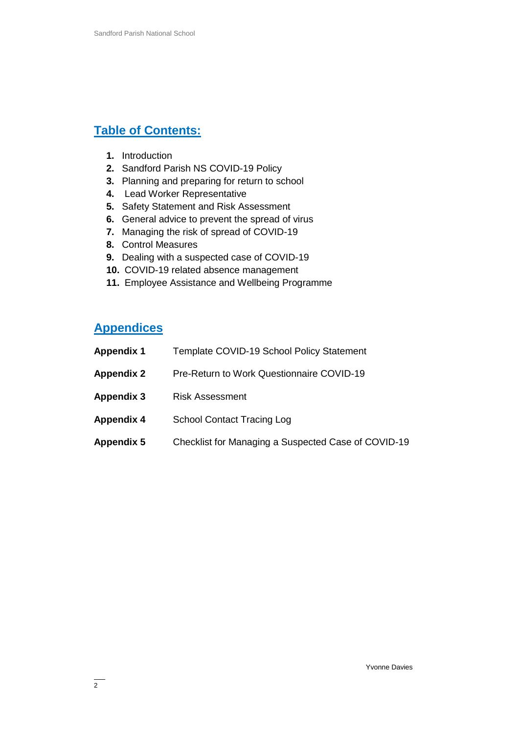## Table of Contents:

1. Introduction
2. Sandford Parish NS COVID-19 Policy
3. Planning and preparing for return to school
4. Lead Worker Representative
5. Safety Statement and Risk Assessment
6. General advice to prevent the spread of virus
7. Managing the risk of spread of COVID-19
8. Control Measures
9. Dealing with a suspected case of COVID-19
10. COVID-19 related absence management
11. Employee Assistance and Wellbeing Programme

## Appendices

| | |
|---|---|
| **Appendix 1** | Template COVID-19 School Policy Statement |
| **Appendix 2** | Pre-Return to Work Questionnaire COVID-19 |
| **Appendix 3** | Risk Assessment |
| **Appendix 4** | School Contact Tracing Log |
| **Appendix 5** | Checklist for Managing a Suspected Case of COVID-19 |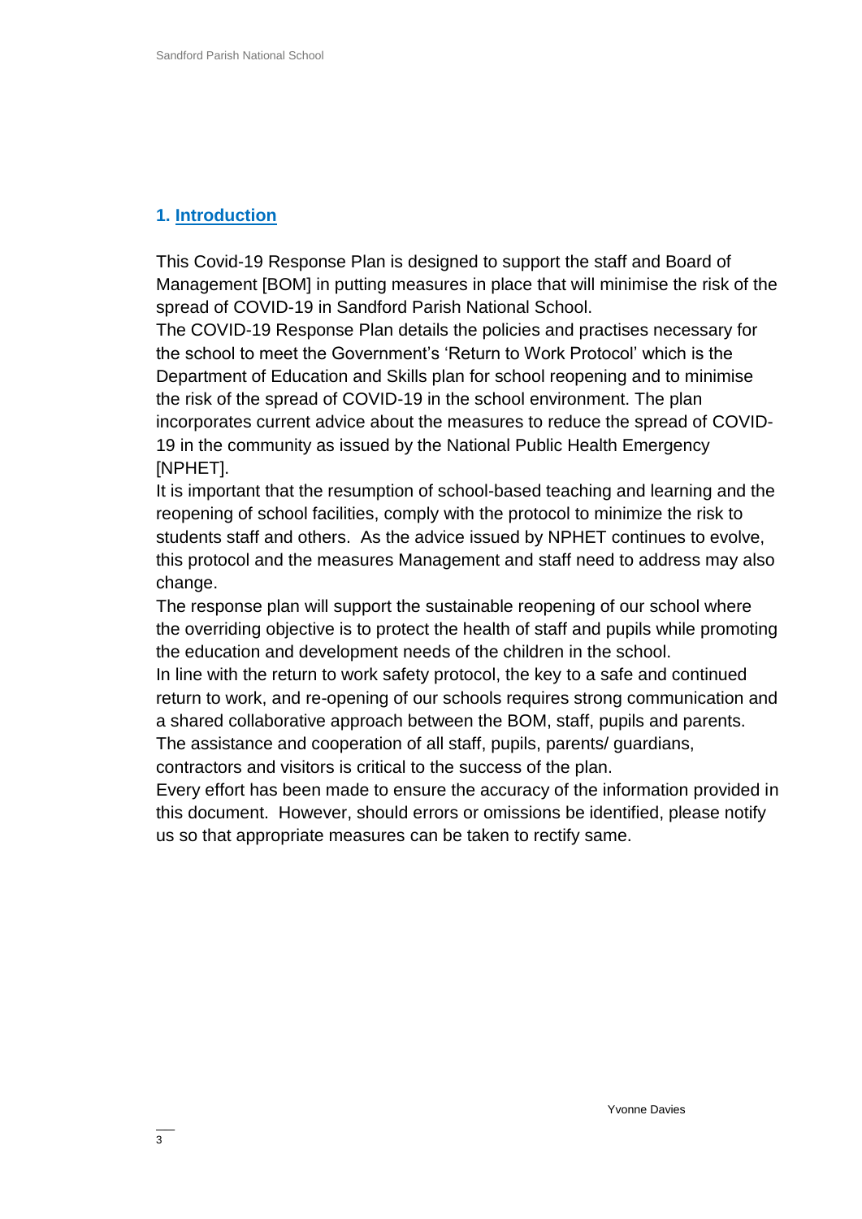## 1. Introduction

This Covid-19 Response Plan is designed to support the staff and Board of Management [BOM] in putting measures in place that will minimise the risk of the spread of COVID-19 in Sandford Parish National School.

The COVID-19 Response Plan details the policies and practises necessary for the school to meet the Government's 'Return to Work Protocol' which is the Department of Education and Skills plan for school reopening and to minimise the risk of the spread of COVID-19 in the school environment. The plan incorporates current advice about the measures to reduce the spread of COVID-19 in the community as issued by the National Public Health Emergency [NPHET].

It is important that the resumption of school-based teaching and learning and the reopening of school facilities, comply with the protocol to minimize the risk to students staff and others. As the advice issued by NPHET continues to evolve, this protocol and the measures Management and staff need to address may also change.

The response plan will support the sustainable reopening of our school where the overriding objective is to protect the health of staff and pupils while promoting the education and development needs of the children in the school.

In line with the return to work safety protocol, the key to a safe and continued return to work, and re-opening of our schools requires strong communication and a shared collaborative approach between the BOM, staff, pupils and parents.

The assistance and cooperation of all staff, pupils, parents/ guardians, contractors and visitors is critical to the success of the plan.

Every effort has been made to ensure the accuracy of the information provided in this document. However, should errors or omissions be identified, please notify us so that appropriate measures can be taken to rectify same.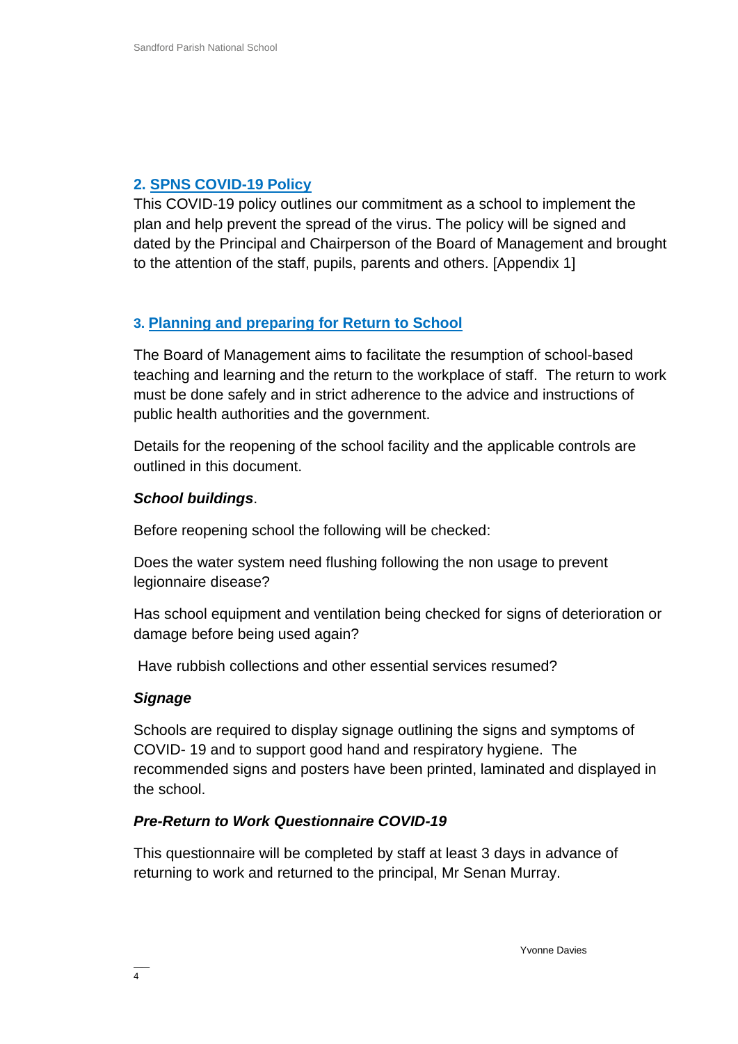## 2. SPNS COVID-19 Policy

This COVID-19 policy outlines our commitment as a school to implement the plan and help prevent the spread of the virus. The policy will be signed and dated by the Principal and Chairperson of the Board of Management and brought to the attention of the staff, pupils, parents and others. [Appendix 1]

## 3. Planning and preparing for Return to School

The Board of Management aims to facilitate the resumption of school-based teaching and learning and the return to the workplace of staff. The return to work must be done safely and in strict adherence to the advice and instructions of public health authorities and the government.

Details for the reopening of the school facility and the applicable controls are outlined in this document.

***School buildings***.

Before reopening school the following will be checked:

Does the water system need flushing following the non usage to prevent legionnaire disease?

Has school equipment and ventilation being checked for signs of deterioration or damage before being used again?

Have rubbish collections and other essential services resumed?

***Signage***

Schools are required to display signage outlining the signs and symptoms of COVID- 19 and to support good hand and respiratory hygiene. The recommended signs and posters have been printed, laminated and displayed in the school.

***Pre-Return to Work Questionnaire COVID-19***

This questionnaire will be completed by staff at least 3 days in advance of returning to work and returned to the principal, Mr Senan Murray.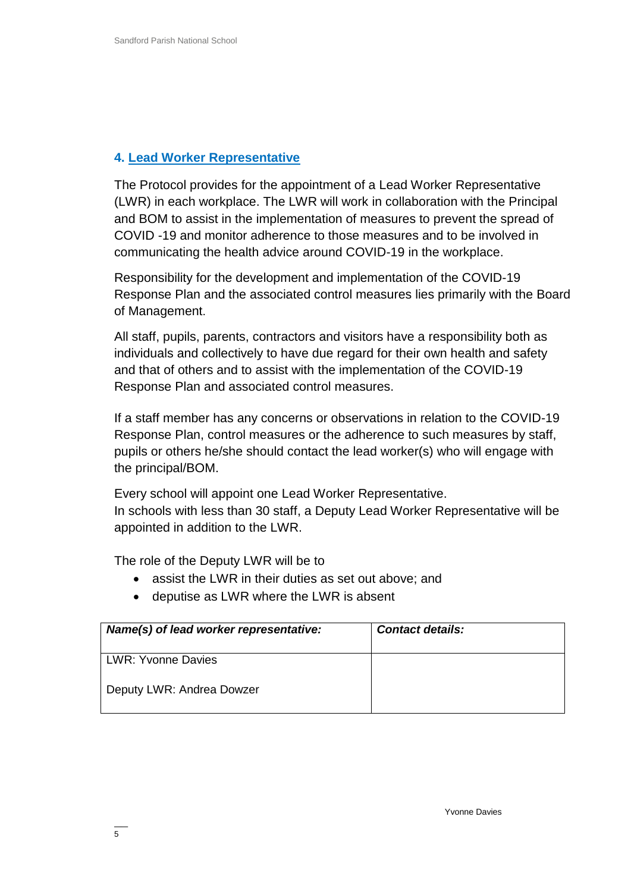## 4. Lead Worker Representative

The Protocol provides for the appointment of a Lead Worker Representative (LWR) in each workplace. The LWR will work in collaboration with the Principal and BOM to assist in the implementation of measures to prevent the spread of COVID -19 and monitor adherence to those measures and to be involved in communicating the health advice around COVID-19 in the workplace.

Responsibility for the development and implementation of the COVID-19 Response Plan and the associated control measures lies primarily with the Board of Management.

All staff, pupils, parents, contractors and visitors have a responsibility both as individuals and collectively to have due regard for their own health and safety and that of others and to assist with the implementation of the COVID-19 Response Plan and associated control measures.

If a staff member has any concerns or observations in relation to the COVID-19 Response Plan, control measures or the adherence to such measures by staff, pupils or others he/she should contact the lead worker(s) who will engage with the principal/BOM.

Every school will appoint one Lead Worker Representative.
In schools with less than 30 staff, a Deputy Lead Worker Representative will be appointed in addition to the LWR.

The role of the Deputy LWR will be to

- assist the LWR in their duties as set out above; and
- deputise as LWR where the LWR is absent

| ***Name(s) of lead worker representative:*** | ***Contact details:*** |
|---|---|
| LWR: Yvonne Davies<br><br>Deputy LWR: Andrea Dowzer | |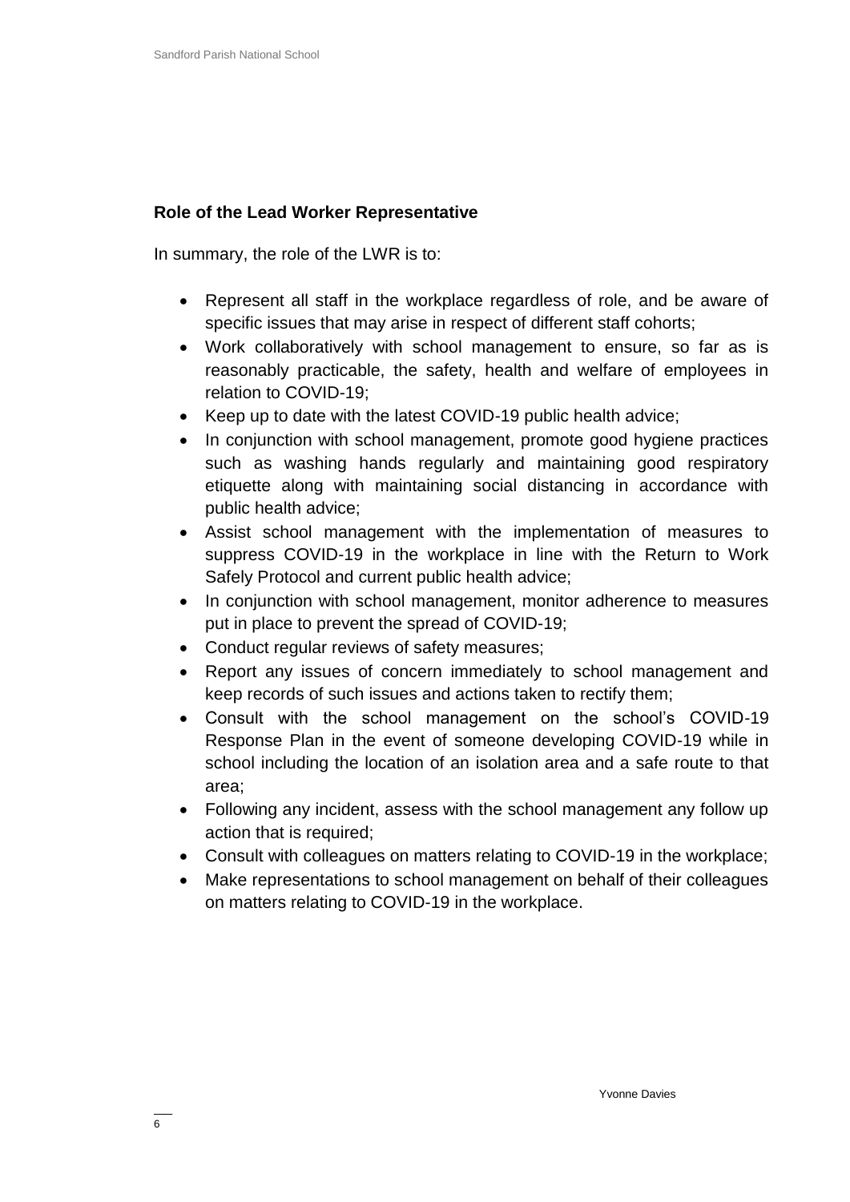**Role of the Lead Worker Representative**

In summary, the role of the LWR is to:

- Represent all staff in the workplace regardless of role, and be aware of specific issues that may arise in respect of different staff cohorts;
- Work collaboratively with school management to ensure, so far as is reasonably practicable, the safety, health and welfare of employees in relation to COVID-19;
- Keep up to date with the latest COVID-19 public health advice;
- In conjunction with school management, promote good hygiene practices such as washing hands regularly and maintaining good respiratory etiquette along with maintaining social distancing in accordance with public health advice;
- Assist school management with the implementation of measures to suppress COVID-19 in the workplace in line with the Return to Work Safely Protocol and current public health advice;
- In conjunction with school management, monitor adherence to measures put in place to prevent the spread of COVID-19;
- Conduct regular reviews of safety measures;
- Report any issues of concern immediately to school management and keep records of such issues and actions taken to rectify them;
- Consult with the school management on the school's COVID-19 Response Plan in the event of someone developing COVID-19 while in school including the location of an isolation area and a safe route to that area;
- Following any incident, assess with the school management any follow up action that is required;
- Consult with colleagues on matters relating to COVID-19 in the workplace;
- Make representations to school management on behalf of their colleagues on matters relating to COVID-19 in the workplace.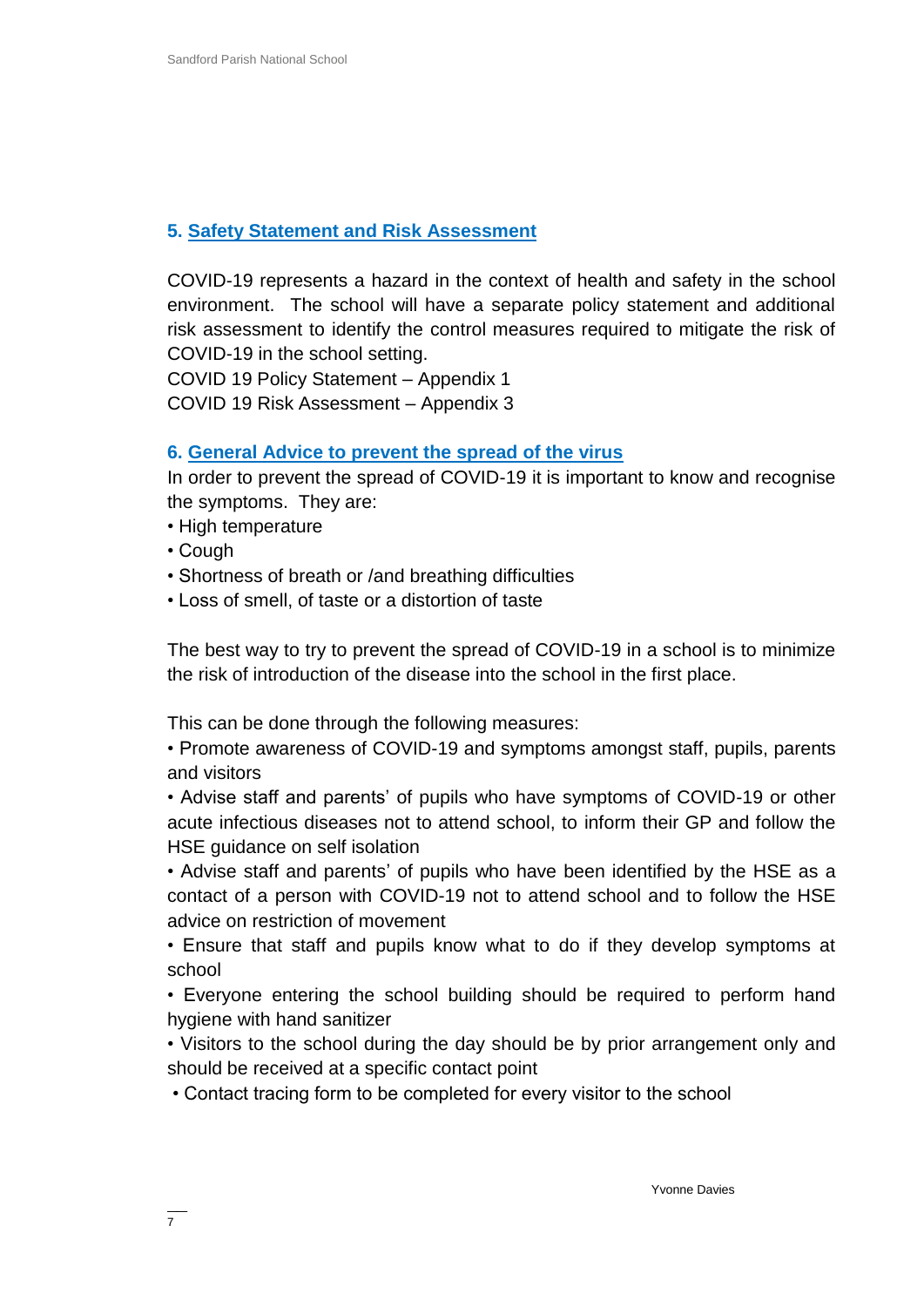## 5. Safety Statement and Risk Assessment

COVID-19 represents a hazard in the context of health and safety in the school environment. The school will have a separate policy statement and additional risk assessment to identify the control measures required to mitigate the risk of COVID-19 in the school setting.
COVID 19 Policy Statement – Appendix 1
COVID 19 Risk Assessment – Appendix 3

## 6. General Advice to prevent the spread of the virus

In order to prevent the spread of COVID-19 it is important to know and recognise the symptoms. They are:

- High temperature
- Cough
- Shortness of breath or /and breathing difficulties
- Loss of smell, of taste or a distortion of taste

The best way to try to prevent the spread of COVID-19 in a school is to minimize the risk of introduction of the disease into the school in the first place.

This can be done through the following measures:

- Promote awareness of COVID-19 and symptoms amongst staff, pupils, parents and visitors
- Advise staff and parents' of pupils who have symptoms of COVID-19 or other acute infectious diseases not to attend school, to inform their GP and follow the HSE guidance on self isolation
- Advise staff and parents' of pupils who have been identified by the HSE as a contact of a person with COVID-19 not to attend school and to follow the HSE advice on restriction of movement
- Ensure that staff and pupils know what to do if they develop symptoms at school
- Everyone entering the school building should be required to perform hand hygiene with hand sanitizer
- Visitors to the school during the day should be by prior arrangement only and should be received at a specific contact point
- Contact tracing form to be completed for every visitor to the school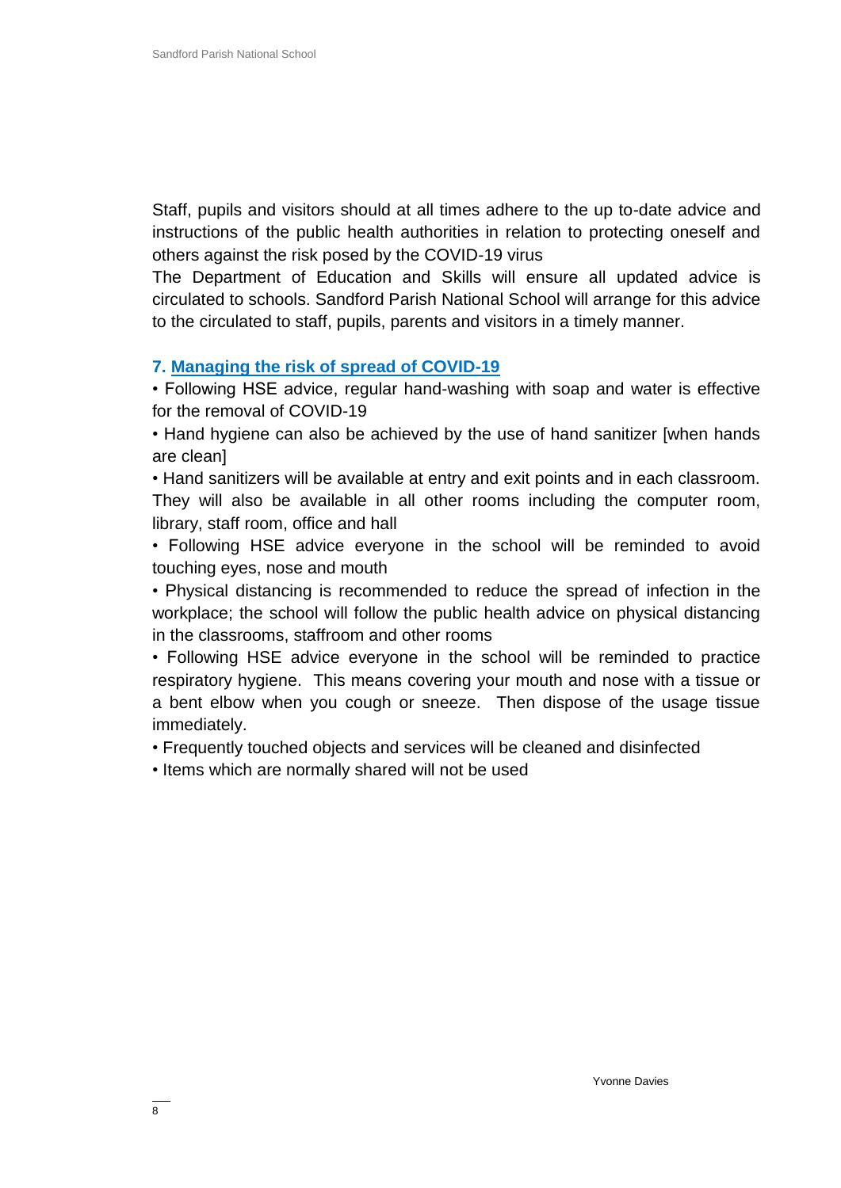Staff, pupils and visitors should at all times adhere to the up to-date advice and instructions of the public health authorities in relation to protecting oneself and others against the risk posed by the COVID-19 virus

The Department of Education and Skills will ensure all updated advice is circulated to schools. Sandford Parish National School will arrange for this advice to the circulated to staff, pupils, parents and visitors in a timely manner.

## 7. Managing the risk of spread of COVID-19

- Following HSE advice, regular hand-washing with soap and water is effective for the removal of COVID-19
- Hand hygiene can also be achieved by the use of hand sanitizer [when hands are clean]
- Hand sanitizers will be available at entry and exit points and in each classroom. They will also be available in all other rooms including the computer room, library, staff room, office and hall
- Following HSE advice everyone in the school will be reminded to avoid touching eyes, nose and mouth
- Physical distancing is recommended to reduce the spread of infection in the workplace; the school will follow the public health advice on physical distancing in the classrooms, staffroom and other rooms
- Following HSE advice everyone in the school will be reminded to practice respiratory hygiene. This means covering your mouth and nose with a tissue or a bent elbow when you cough or sneeze. Then dispose of the usage tissue immediately.
- Frequently touched objects and services will be cleaned and disinfected
- Items which are normally shared will not be used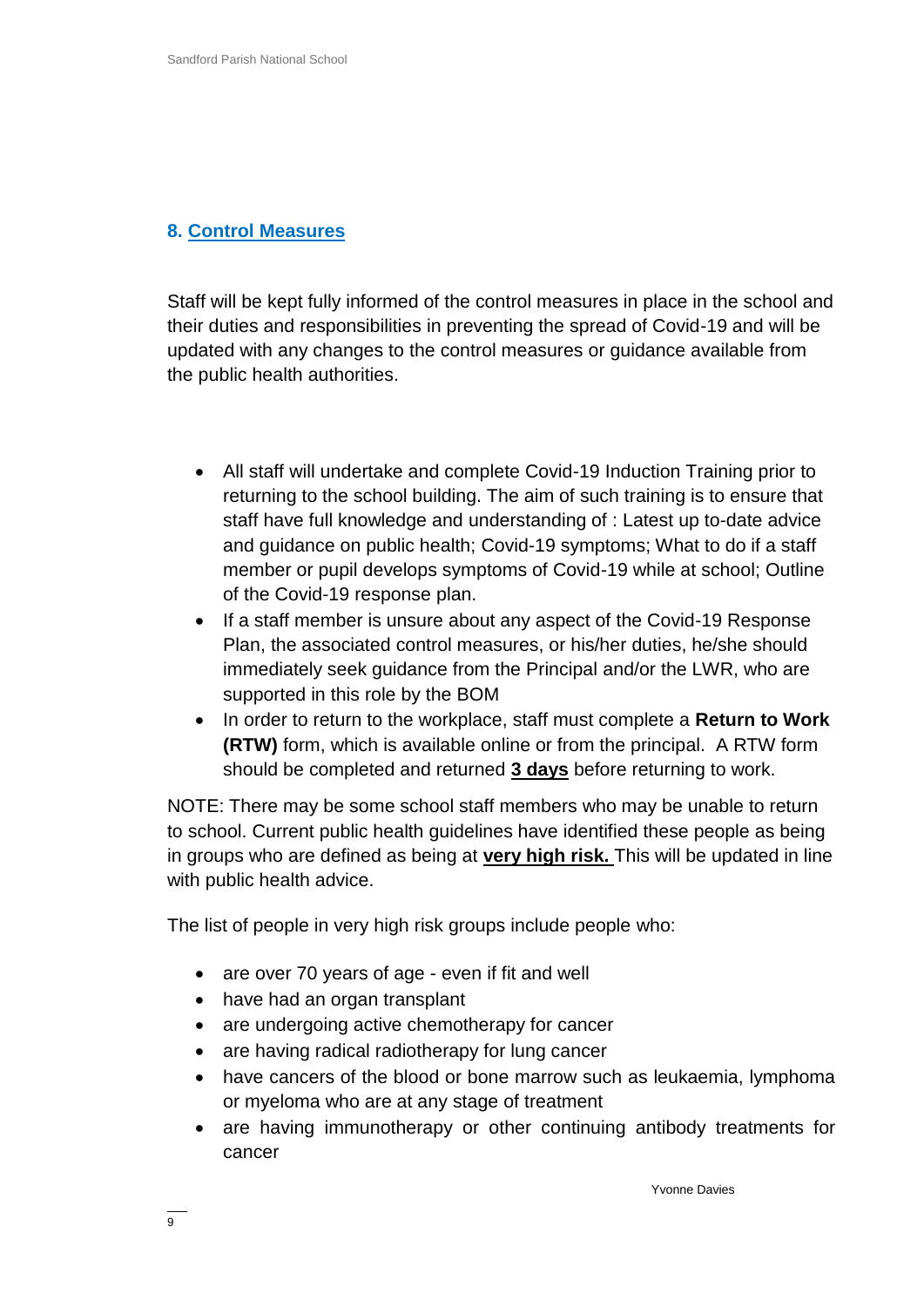## 8. Control Measures

Staff will be kept fully informed of the control measures in place in the school and their duties and responsibilities in preventing the spread of Covid-19 and will be updated with any changes to the control measures or guidance available from the public health authorities.

- All staff will undertake and complete Covid-19 Induction Training prior to returning to the school building. The aim of such training is to ensure that staff have full knowledge and understanding of : Latest up to-date advice and guidance on public health; Covid-19 symptoms; What to do if a staff member or pupil develops symptoms of Covid-19 while at school; Outline of the Covid-19 response plan.
- If a staff member is unsure about any aspect of the Covid-19 Response Plan, the associated control measures, or his/her duties, he/she should immediately seek guidance from the Principal and/or the LWR, who are supported in this role by the BOM
- In order to return to the workplace, staff must complete a **Return to Work (RTW)** form, which is available online or from the principal. A RTW form should be completed and returned **3 days** before returning to work.

NOTE: There may be some school staff members who may be unable to return to school. Current public health guidelines have identified these people as being in groups who are defined as being at **very high risk.** This will be updated in line with public health advice.

The list of people in very high risk groups include people who:

- are over 70 years of age - even if fit and well
- have had an organ transplant
- are undergoing active chemotherapy for cancer
- are having radical radiotherapy for lung cancer
- have cancers of the blood or bone marrow such as leukaemia, lymphoma or myeloma who are at any stage of treatment
- are having immunotherapy or other continuing antibody treatments for cancer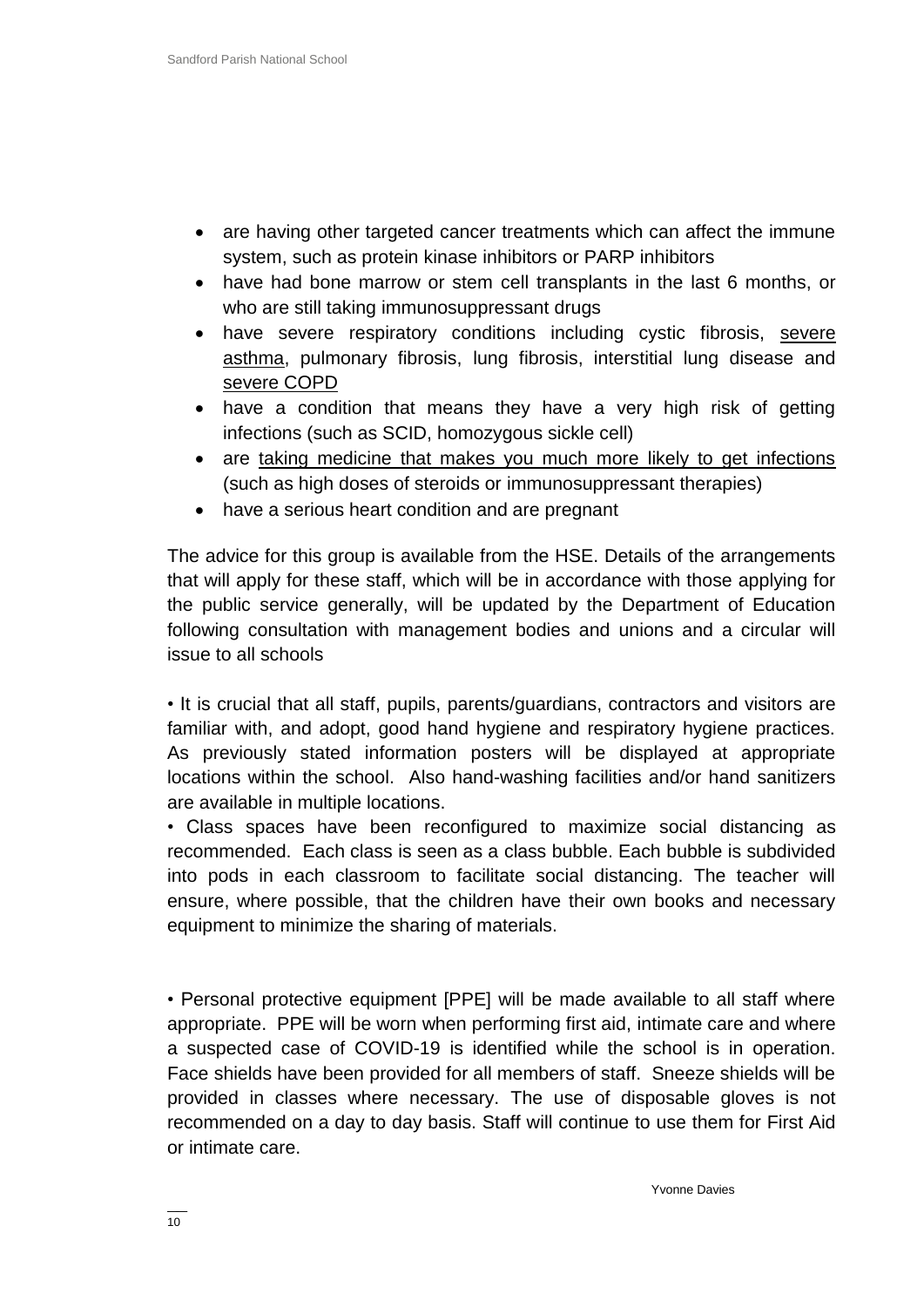- are having other targeted cancer treatments which can affect the immune system, such as protein kinase inhibitors or PARP inhibitors
- have had bone marrow or stem cell transplants in the last 6 months, or who are still taking immunosuppressant drugs
- have severe respiratory conditions including cystic fibrosis, severe asthma, pulmonary fibrosis, lung fibrosis, interstitial lung disease and severe COPD
- have a condition that means they have a very high risk of getting infections (such as SCID, homozygous sickle cell)
- are taking medicine that makes you much more likely to get infections (such as high doses of steroids or immunosuppressant therapies)
- have a serious heart condition and are pregnant

The advice for this group is available from the HSE. Details of the arrangements that will apply for these staff, which will be in accordance with those applying for the public service generally, will be updated by the Department of Education following consultation with management bodies and unions and a circular will issue to all schools

• It is crucial that all staff, pupils, parents/guardians, contractors and visitors are familiar with, and adopt, good hand hygiene and respiratory hygiene practices. As previously stated information posters will be displayed at appropriate locations within the school. Also hand-washing facilities and/or hand sanitizers are available in multiple locations.

• Class spaces have been reconfigured to maximize social distancing as recommended. Each class is seen as a class bubble. Each bubble is subdivided into pods in each classroom to facilitate social distancing. The teacher will ensure, where possible, that the children have their own books and necessary equipment to minimize the sharing of materials.

• Personal protective equipment [PPE] will be made available to all staff where appropriate. PPE will be worn when performing first aid, intimate care and where a suspected case of COVID-19 is identified while the school is in operation. Face shields have been provided for all members of staff. Sneeze shields will be provided in classes where necessary. The use of disposable gloves is not recommended on a day to day basis. Staff will continue to use them for First Aid or intimate care.

Yvonne Davies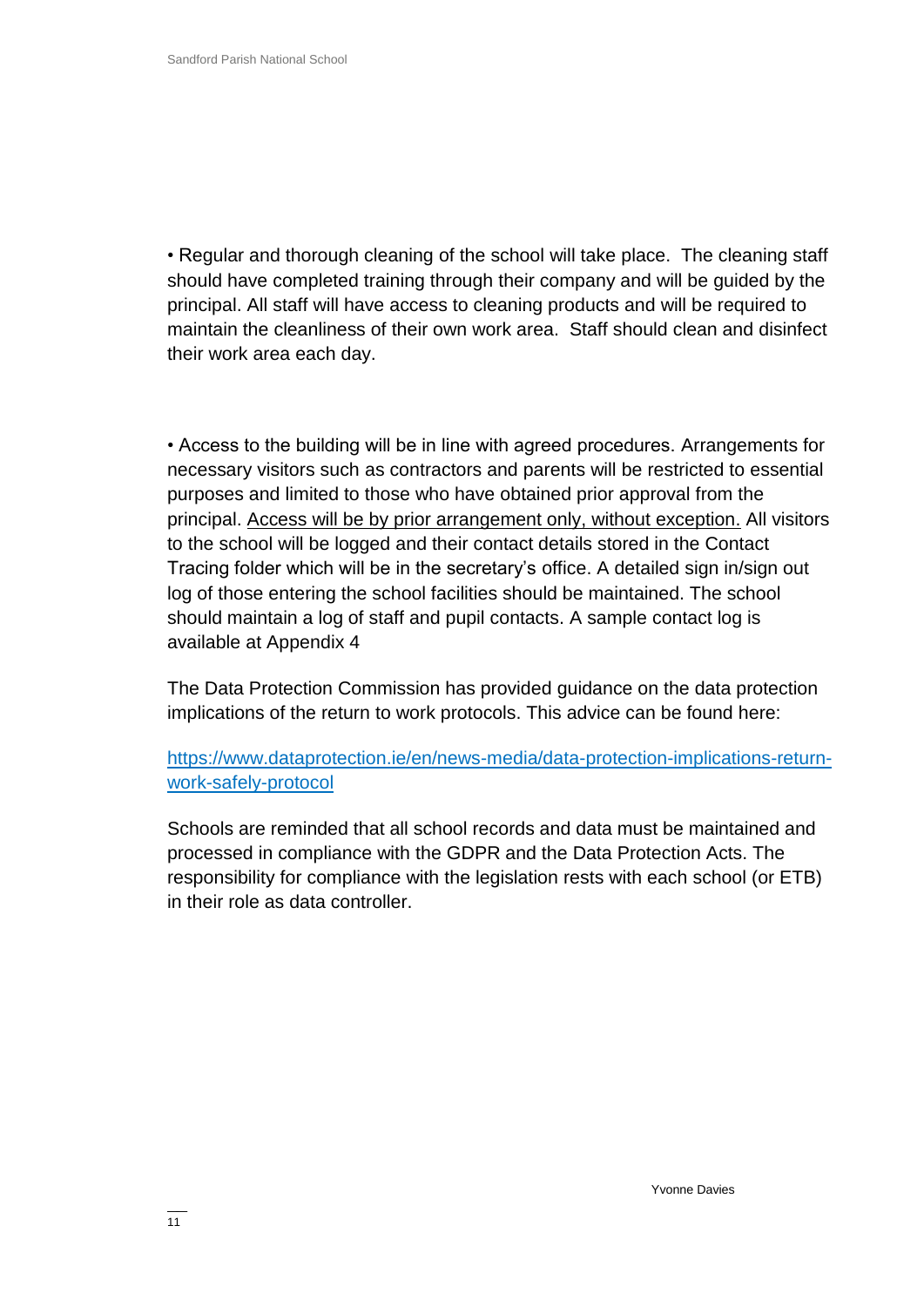• Regular and thorough cleaning of the school will take place. The cleaning staff should have completed training through their company and will be guided by the principal. All staff will have access to cleaning products and will be required to maintain the cleanliness of their own work area. Staff should clean and disinfect their work area each day.

• Access to the building will be in line with agreed procedures. Arrangements for necessary visitors such as contractors and parents will be restricted to essential purposes and limited to those who have obtained prior approval from the principal. <u>Access will be by prior arrangement only, without exception.</u> All visitors to the school will be logged and their contact details stored in the Contact Tracing folder which will be in the secretary's office. A detailed sign in/sign out log of those entering the school facilities should be maintained. The school should maintain a log of staff and pupil contacts. A sample contact log is available at Appendix 4

The Data Protection Commission has provided guidance on the data protection implications of the return to work protocols. This advice can be found here:

[https://www.dataprotection.ie/en/news-media/data-protection-implications-return-work-safely-protocol](https://www.dataprotection.ie/en/news-media/data-protection-implications-return-work-safely-protocol)

Schools are reminded that all school records and data must be maintained and processed in compliance with the GDPR and the Data Protection Acts. The responsibility for compliance with the legislation rests with each school (or ETB) in their role as data controller.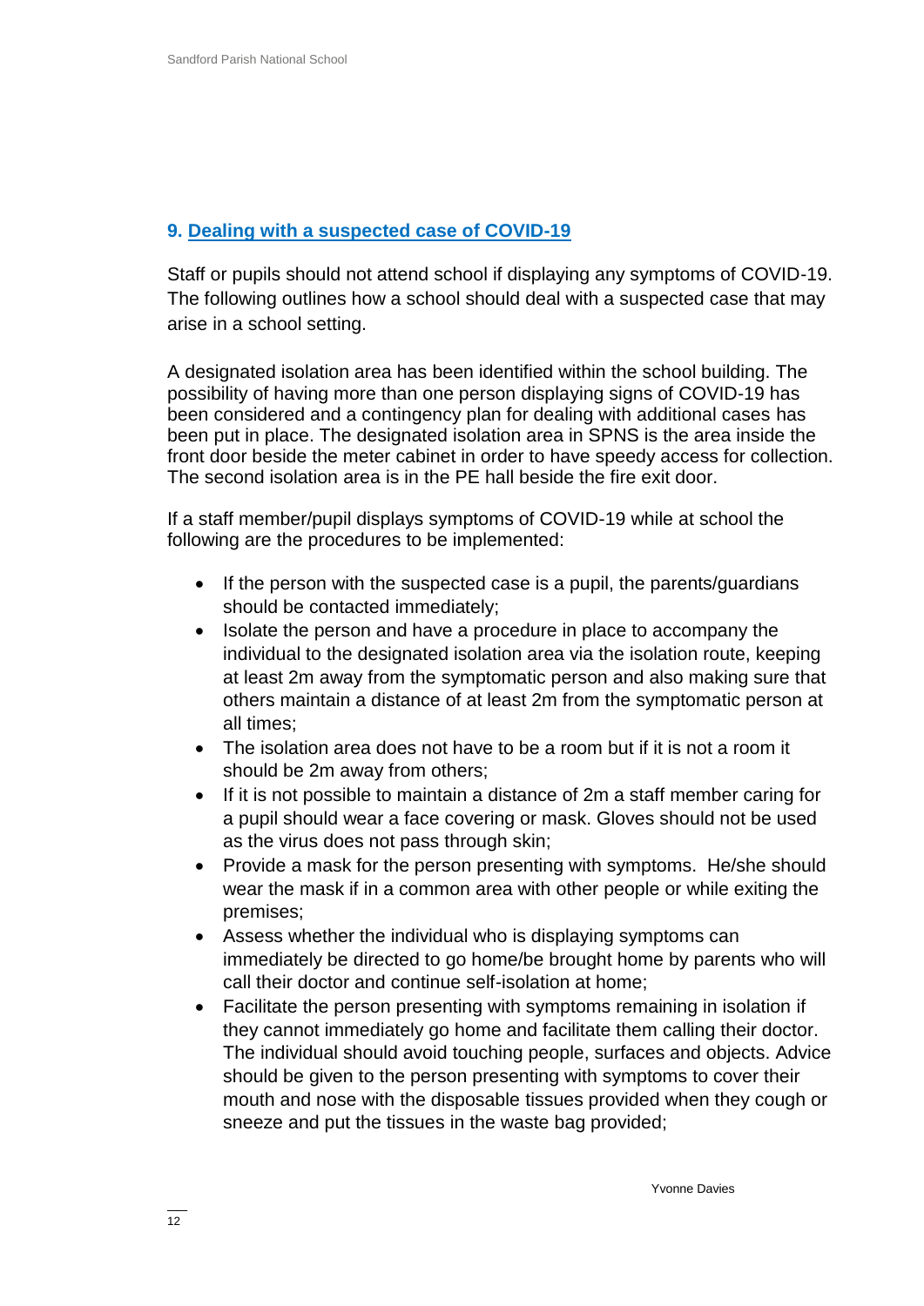## 9. Dealing with a suspected case of COVID-19

Staff or pupils should not attend school if displaying any symptoms of COVID-19. The following outlines how a school should deal with a suspected case that may arise in a school setting.

A designated isolation area has been identified within the school building. The possibility of having more than one person displaying signs of COVID-19 has been considered and a contingency plan for dealing with additional cases has been put in place. The designated isolation area in SPNS is the area inside the front door beside the meter cabinet in order to have speedy access for collection. The second isolation area is in the PE hall beside the fire exit door.

If a staff member/pupil displays symptoms of COVID-19 while at school the following are the procedures to be implemented:

- If the person with the suspected case is a pupil, the parents/guardians should be contacted immediately;
- Isolate the person and have a procedure in place to accompany the individual to the designated isolation area via the isolation route, keeping at least 2m away from the symptomatic person and also making sure that others maintain a distance of at least 2m from the symptomatic person at all times;
- The isolation area does not have to be a room but if it is not a room it should be 2m away from others;
- If it is not possible to maintain a distance of 2m a staff member caring for a pupil should wear a face covering or mask. Gloves should not be used as the virus does not pass through skin;
- Provide a mask for the person presenting with symptoms. He/she should wear the mask if in a common area with other people or while exiting the premises;
- Assess whether the individual who is displaying symptoms can immediately be directed to go home/be brought home by parents who will call their doctor and continue self-isolation at home;
- Facilitate the person presenting with symptoms remaining in isolation if they cannot immediately go home and facilitate them calling their doctor. The individual should avoid touching people, surfaces and objects. Advice should be given to the person presenting with symptoms to cover their mouth and nose with the disposable tissues provided when they cough or sneeze and put the tissues in the waste bag provided;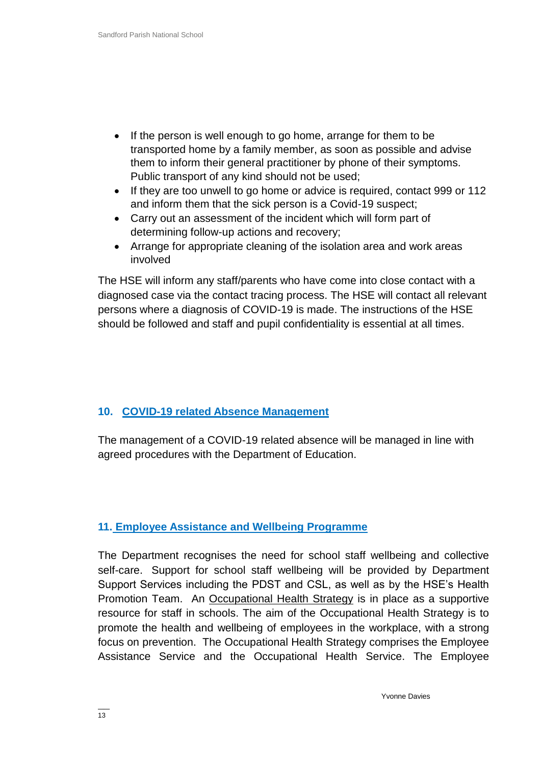- If the person is well enough to go home, arrange for them to be transported home by a family member, as soon as possible and advise them to inform their general practitioner by phone of their symptoms. Public transport of any kind should not be used;
- If they are too unwell to go home or advice is required, contact 999 or 112 and inform them that the sick person is a Covid-19 suspect;
- Carry out an assessment of the incident which will form part of determining follow-up actions and recovery;
- Arrange for appropriate cleaning of the isolation area and work areas involved

The HSE will inform any staff/parents who have come into close contact with a diagnosed case via the contact tracing process. The HSE will contact all relevant persons where a diagnosis of COVID-19 is made. The instructions of the HSE should be followed and staff and pupil confidentiality is essential at all times.

## 10. COVID-19 related Absence Management

The management of a COVID-19 related absence will be managed in line with agreed procedures with the Department of Education.

## 11. Employee Assistance and Wellbeing Programme

The Department recognises the need for school staff wellbeing and collective self-care. Support for school staff wellbeing will be provided by Department Support Services including the PDST and CSL, as well as by the HSE's Health Promotion Team. An Occupational Health Strategy is in place as a supportive resource for staff in schools. The aim of the Occupational Health Strategy is to promote the health and wellbeing of employees in the workplace, with a strong focus on prevention. The Occupational Health Strategy comprises the Employee Assistance Service and the Occupational Health Service. The Employee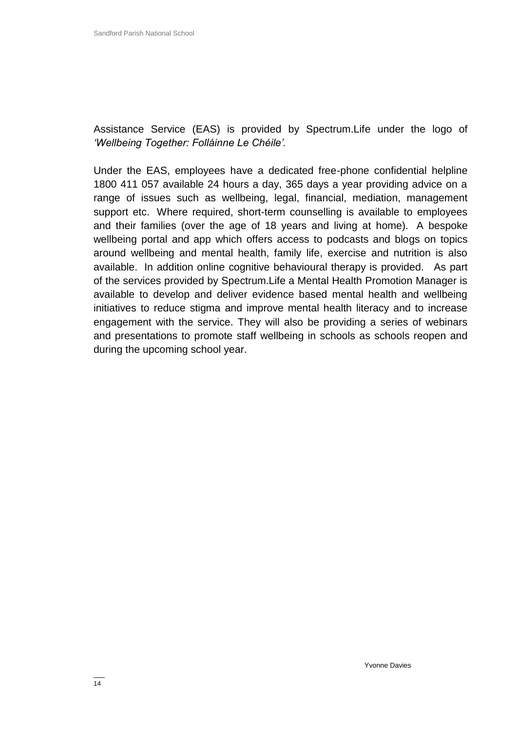Assistance Service (EAS) is provided by Spectrum.Life under the logo of *'Wellbeing Together: Folláinne Le Chéile'.*

Under the EAS, employees have a dedicated free-phone confidential helpline 1800 411 057 available 24 hours a day, 365 days a year providing advice on a range of issues such as wellbeing, legal, financial, mediation, management support etc. Where required, short-term counselling is available to employees and their families (over the age of 18 years and living at home). A bespoke wellbeing portal and app which offers access to podcasts and blogs on topics around wellbeing and mental health, family life, exercise and nutrition is also available. In addition online cognitive behavioural therapy is provided. As part of the services provided by Spectrum.Life a Mental Health Promotion Manager is available to develop and deliver evidence based mental health and wellbeing initiatives to reduce stigma and improve mental health literacy and to increase engagement with the service. They will also be providing a series of webinars and presentations to promote staff wellbeing in schools as schools reopen and during the upcoming school year.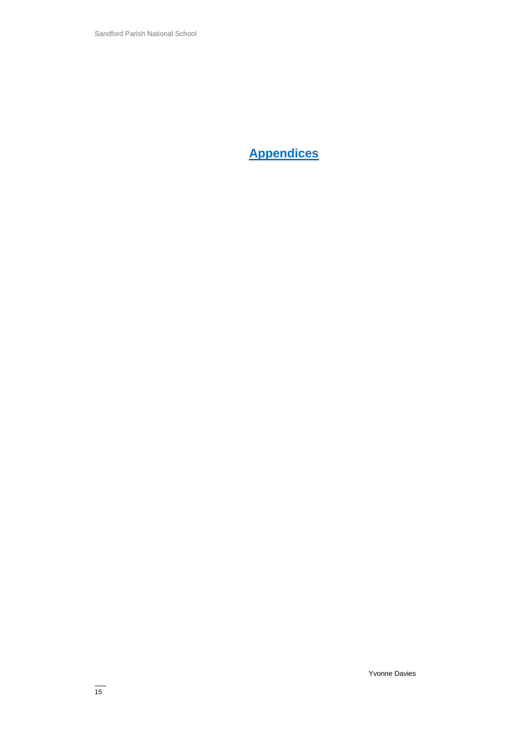# Appendices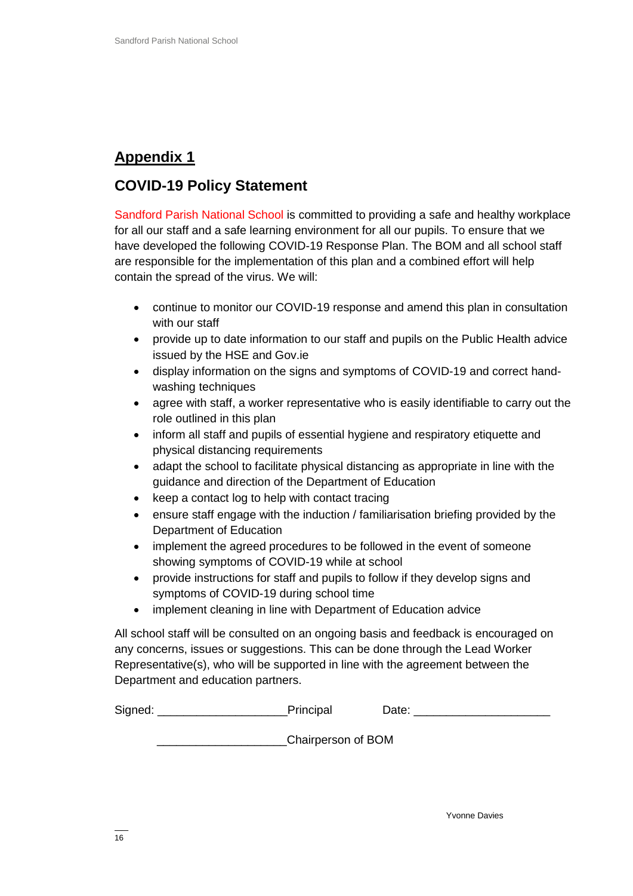## Appendix 1

## COVID-19 Policy Statement

Sandford Parish National School is committed to providing a safe and healthy workplace for all our staff and a safe learning environment for all our pupils. To ensure that we have developed the following COVID-19 Response Plan. The BOM and all school staff are responsible for the implementation of this plan and a combined effort will help contain the spread of the virus. We will:

- continue to monitor our COVID-19 response and amend this plan in consultation with our staff
- provide up to date information to our staff and pupils on the Public Health advice issued by the HSE and Gov.ie
- display information on the signs and symptoms of COVID-19 and correct hand-washing techniques
- agree with staff, a worker representative who is easily identifiable to carry out the role outlined in this plan
- inform all staff and pupils of essential hygiene and respiratory etiquette and physical distancing requirements
- adapt the school to facilitate physical distancing as appropriate in line with the guidance and direction of the Department of Education
- keep a contact log to help with contact tracing
- ensure staff engage with the induction / familiarisation briefing provided by the Department of Education
- implement the agreed procedures to be followed in the event of someone showing symptoms of COVID-19 while at school
- provide instructions for staff and pupils to follow if they develop signs and symptoms of COVID-19 during school time
- implement cleaning in line with Department of Education advice

All school staff will be consulted on an ongoing basis and feedback is encouraged on any concerns, issues or suggestions. This can be done through the Lead Worker Representative(s), who will be supported in line with the agreement between the Department and education partners.

Signed: ____________________ Principal          Date: ______________________

____________________ Chairperson of BOM

Yvonne Davies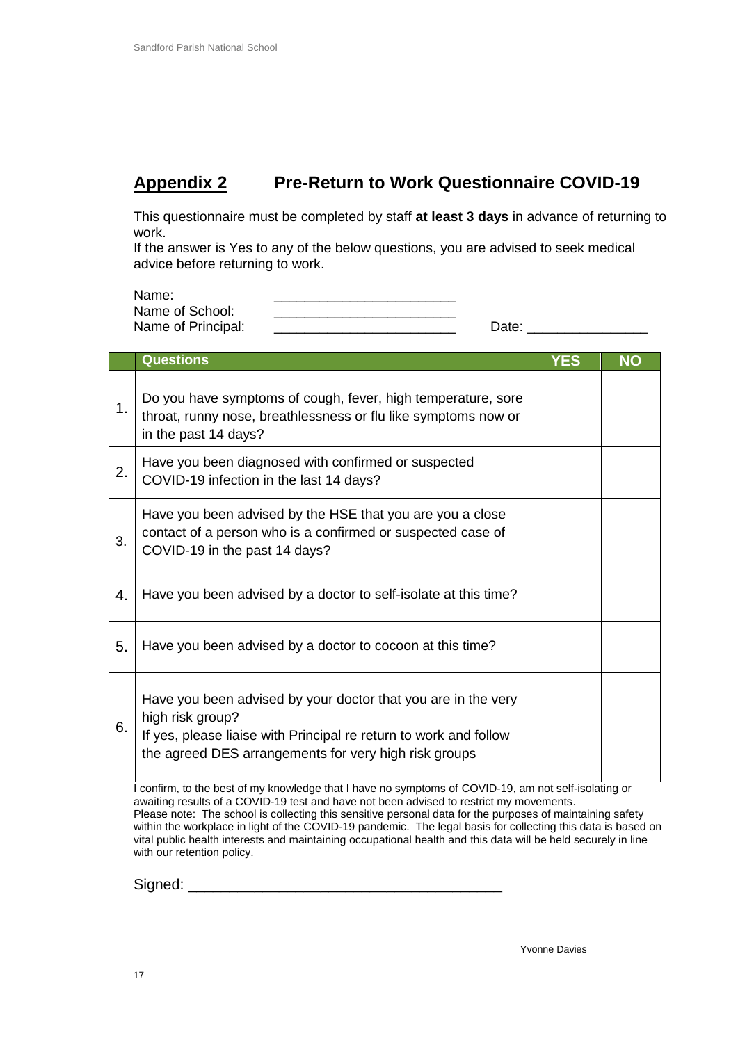## Appendix 2 Pre-Return to Work Questionnaire COVID-19

This questionnaire must be completed by staff **at least 3 days** in advance of returning to work.
If the answer is Yes to any of the below questions, you are advised to seek medical advice before returning to work.

Name: ________________________
Name of School: ________________________
Name of Principal: ________________________ Date: ________________

| | Questions | YES | NO |
|---|---|---|---|
| 1. | Do you have symptoms of cough, fever, high temperature, sore throat, runny nose, breathlessness or flu like symptoms now or in the past 14 days? | | |
| 2. | Have you been diagnosed with confirmed or suspected COVID-19 infection in the last 14 days? | | |
| 3. | Have you been advised by the HSE that you are you a close contact of a person who is a confirmed or suspected case of COVID-19 in the past 14 days? | | |
| 4. | Have you been advised by a doctor to self-isolate at this time? | | |
| 5. | Have you been advised by a doctor to cocoon at this time? | | |
| 6. | Have you been advised by your doctor that you are in the very high risk group? If yes, please liaise with Principal re return to work and follow the agreed DES arrangements for very high risk groups | | |

I confirm, to the best of my knowledge that I have no symptoms of COVID-19, am not self-isolating or awaiting results of a COVID-19 test and have not been advised to restrict my movements.
Please note: The school is collecting this sensitive personal data for the purposes of maintaining safety within the workplace in light of the COVID-19 pandemic. The legal basis for collecting this data is based on vital public health interests and maintaining occupational health and this data will be held securely in line with our retention policy.

Signed: ______________________________________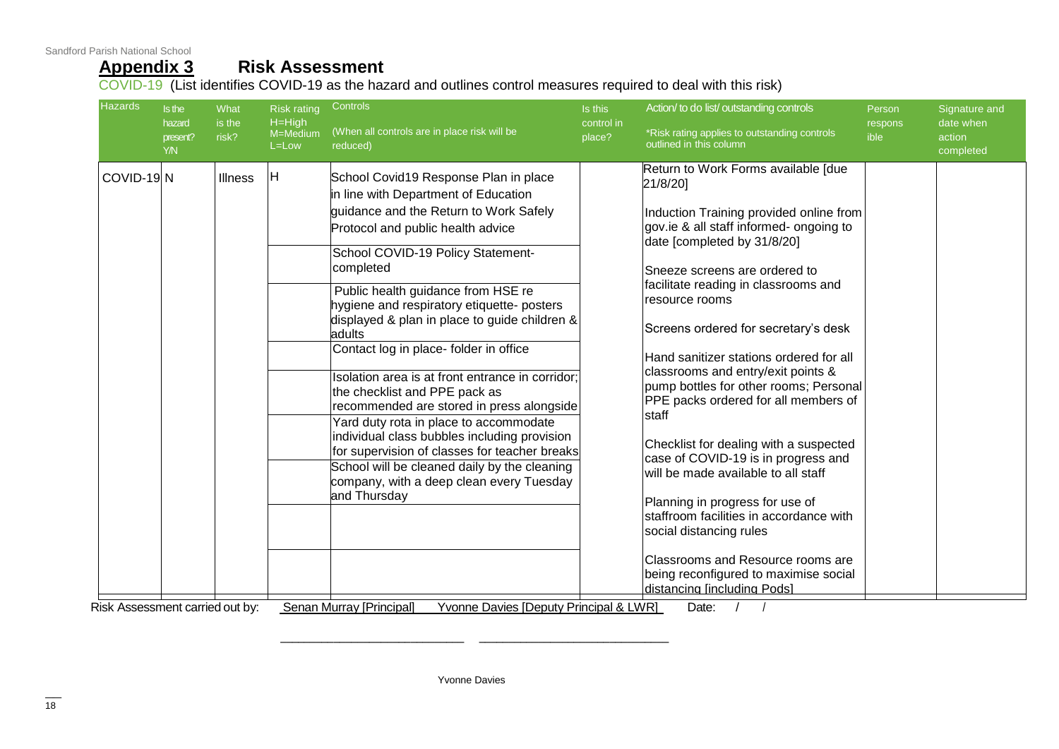## **Appendix 3** Risk Assessment

COVID-19 (List identifies COVID-19 as the hazard and outlines control measures required to deal with this risk)

| Hazards | Is the hazard present? Y/N | What is the risk? | Risk rating H=High M=Medium L=Low | Controls (When all controls are in place risk will be reduced) | Is this control in place? | Action/ to do list/ outstanding controls *Risk rating applies to outstanding controls outlined in this column | Person responsible | Signature and date when action completed |
|---|---|---|---|---|---|---|---|---|
| COVID-19 | N | Illness | H | School Covid19 Response Plan in place in line with Department of Education guidance and the Return to Work Safely Protocol and public health advice | | Return to Work Forms available [due 21/8/20] | | |
| | | | | School COVID-19 Policy Statement- completed | | Induction Training provided online from gov.ie & all staff informed- ongoing to date [completed by 31/8/20] | | |
| | | | | Public health guidance from HSE re hygiene and respiratory etiquette- posters displayed & plan in place to guide children & adults | | Sneeze screens are ordered to facilitate reading in classrooms and resource rooms | | |
| | | | | Contact log in place- folder in office | | Screens ordered for secretary's desk | | |
| | | | | Isolation area is at front entrance in corridor; the checklist and PPE pack as recommended are stored in press alongside | | Hand sanitizer stations ordered for all classrooms and entry/exit points & pump bottles for other rooms; Personal PPE packs ordered for all members of staff | | |
| | | | | Yard duty rota in place to accommodate individual class bubbles including provision for supervision of classes for teacher breaks | | Checklist for dealing with a suspected case of COVID-19 is in progress and will be made available to all staff | | |
| | | | | School will be cleaned daily by the cleaning company, with a deep clean every Tuesday and Thursday | | Planning in progress for use of staffroom facilities in accordance with social distancing rules | | |
| | | | | | | Classrooms and Resource rooms are being reconfigured to maximise social distancing [including Pods] | | |

Risk Assessment carried out by: Senan Murray [Principal] Yvonne Davies [Deputy Principal & LWR] Date: / /

___________________________ ___________________________

Yvonne Davies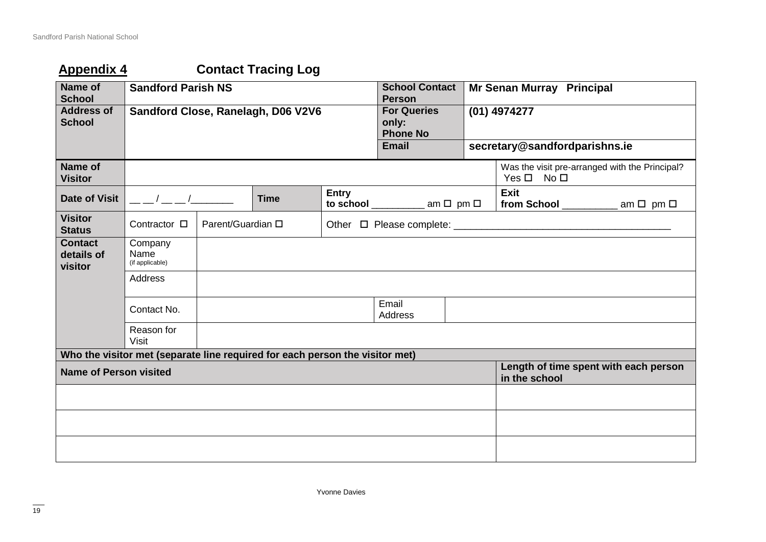## Appendix 4 Contact Tracing Log

| Name of School | Sandford Parish NS | School Contact Person | Mr Senan Murray Principal |
|---|---|---|---|
| Address of School | Sandford Close, Ranelagh, D06 V2V6 | For Queries only: Phone No | (01) 4974277 |
| | | Email | secretary@sandfordparishns.ie |

| Name of Visitor | | | | Was the visit pre-arranged with the Principal? Yes ☐ No ☐ |
|---|---|---|---|---|
| Date of Visit | __ __ / __ __ /________ | Time | Entry to school _________ am ☐ pm ☐ | Exit from School __________ am ☐ pm ☐ |
| Visitor Status | Contractor ☐ | Parent/Guardian ☐ | Other ☐ Please complete: ______________________________________ | |
| Contact details of visitor | Company Name (if applicable) | | | |
| | Address | | | |
| | Contact No. | | Email Address | |
| | Reason for Visit | | | |

**Who the visitor met (separate line required for each person the visitor met)**

| Name of Person visited | Length of time spent with each person in the school |
|---|---|
| | |
| | |
| | |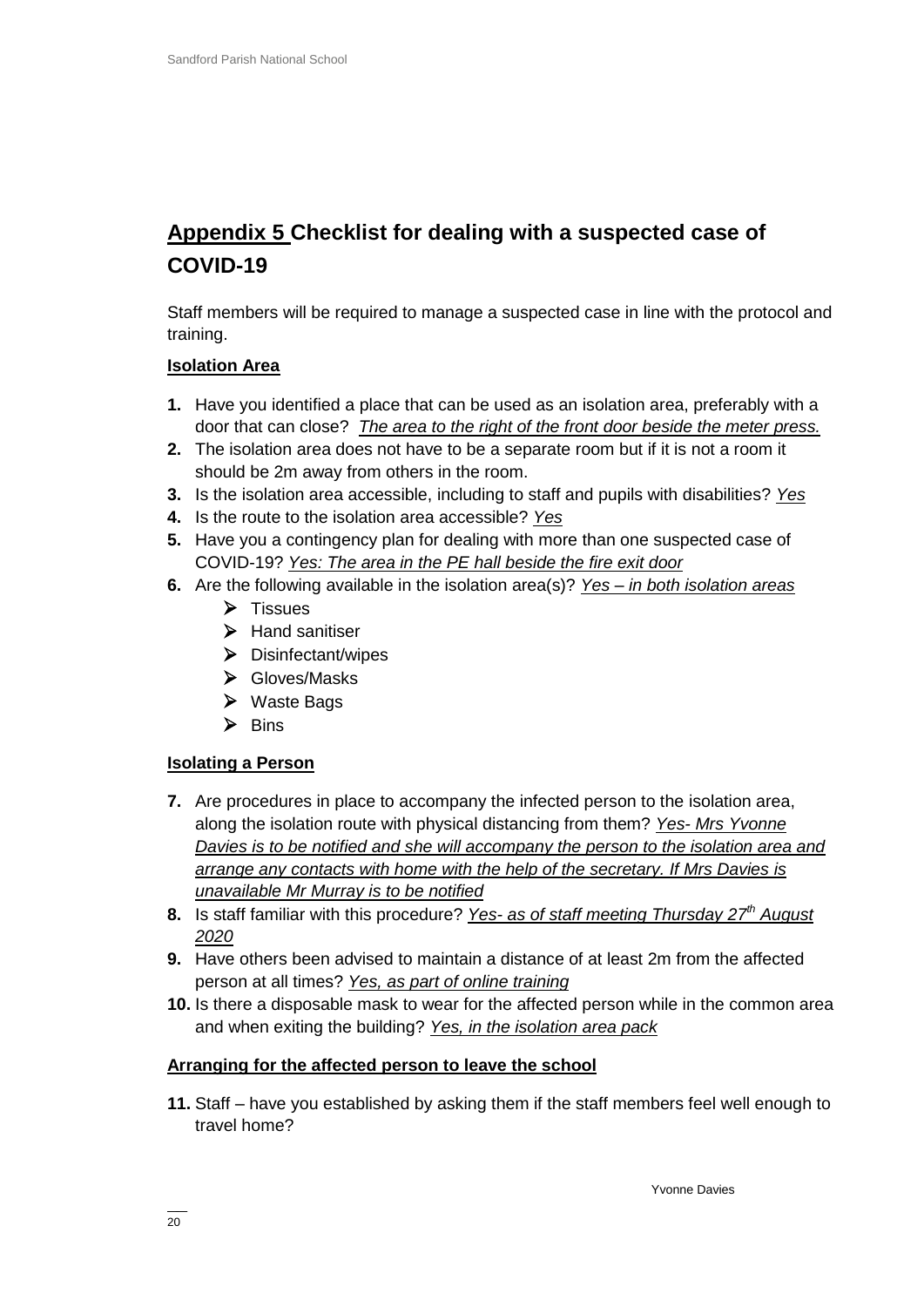## <u>Appendix 5</u> Checklist for dealing with a suspected case of COVID-19

Staff members will be required to manage a suspected case in line with the protocol and training.

**<u>Isolation Area</u>**

1. Have you identified a place that can be used as an isolation area, preferably with a door that can close? *<u>The area to the right of the front door beside the meter press.</u>*
2. The isolation area does not have to be a separate room but if it is not a room it should be 2m away from others in the room.
3. Is the isolation area accessible, including to staff and pupils with disabilities? *<u>Yes</u>*
4. Is the route to the isolation area accessible? *<u>Yes</u>*
5. Have you a contingency plan for dealing with more than one suspected case of COVID-19? *<u>Yes: The area in the PE hall beside the fire exit door</u>*
6. Are the following available in the isolation area(s)? *<u>Yes – in both isolation areas</u>*
   - Tissues
   - Hand sanitiser
   - Disinfectant/wipes
   - Gloves/Masks
   - Waste Bags
   - Bins

**<u>Isolating a Person</u>**

7. Are procedures in place to accompany the infected person to the isolation area, along the isolation route with physical distancing from them? *<u>Yes- Mrs Yvonne Davies is to be notified and she will accompany the person to the isolation area and arrange any contacts with home with the help of the secretary. If Mrs Davies is unavailable Mr Murray is to be notified</u>*
8. Is staff familiar with this procedure? *<u>Yes- as of staff meeting Thursday 27th August 2020</u>*
9. Have others been advised to maintain a distance of at least 2m from the affected person at all times? *<u>Yes, as part of online training</u>*
10. Is there a disposable mask to wear for the affected person while in the common area and when exiting the building? *<u>Yes, in the isolation area pack</u>*

**<u>Arranging for the affected person to leave the school</u>**

11. Staff – have you established by asking them if the staff members feel well enough to travel home?

Yvonne Davies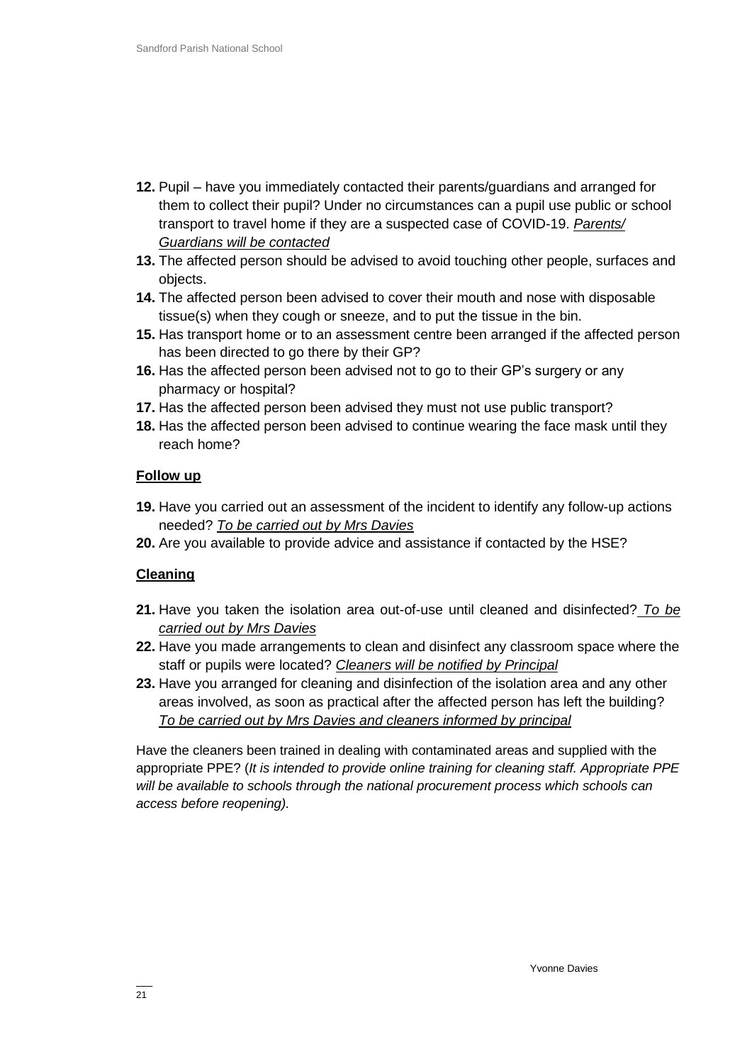12. Pupil – have you immediately contacted their parents/guardians and arranged for them to collect their pupil? Under no circumstances can a pupil use public or school transport to travel home if they are a suspected case of COVID-19. <u>*Parents/ Guardians will be contacted*</u>
13. The affected person should be advised to avoid touching other people, surfaces and objects.
14. The affected person been advised to cover their mouth and nose with disposable tissue(s) when they cough or sneeze, and to put the tissue in the bin.
15. Has transport home or to an assessment centre been arranged if the affected person has been directed to go there by their GP?
16. Has the affected person been advised not to go to their GP's surgery or any pharmacy or hospital?
17. Has the affected person been advised they must not use public transport?
18. Has the affected person been advised to continue wearing the face mask until they reach home?

**<u>Follow up</u>**

19. Have you carried out an assessment of the incident to identify any follow-up actions needed? <u>*To be carried out by Mrs Davies*</u>
20. Are you available to provide advice and assistance if contacted by the HSE?

**<u>Cleaning</u>**

21. Have you taken the isolation area out-of-use until cleaned and disinfected? <u>*To be carried out by Mrs Davies*</u>
22. Have you made arrangements to clean and disinfect any classroom space where the staff or pupils were located? <u>*Cleaners will be notified by Principal*</u>
23. Have you arranged for cleaning and disinfection of the isolation area and any other areas involved, as soon as practical after the affected person has left the building? <u>*To be carried out by Mrs Davies and cleaners informed by principal*</u>

Have the cleaners been trained in dealing with contaminated areas and supplied with the appropriate PPE? (*It is intended to provide online training for cleaning staff. Appropriate PPE will be available to schools through the national procurement process which schools can access before reopening).*

Yvonne Davies